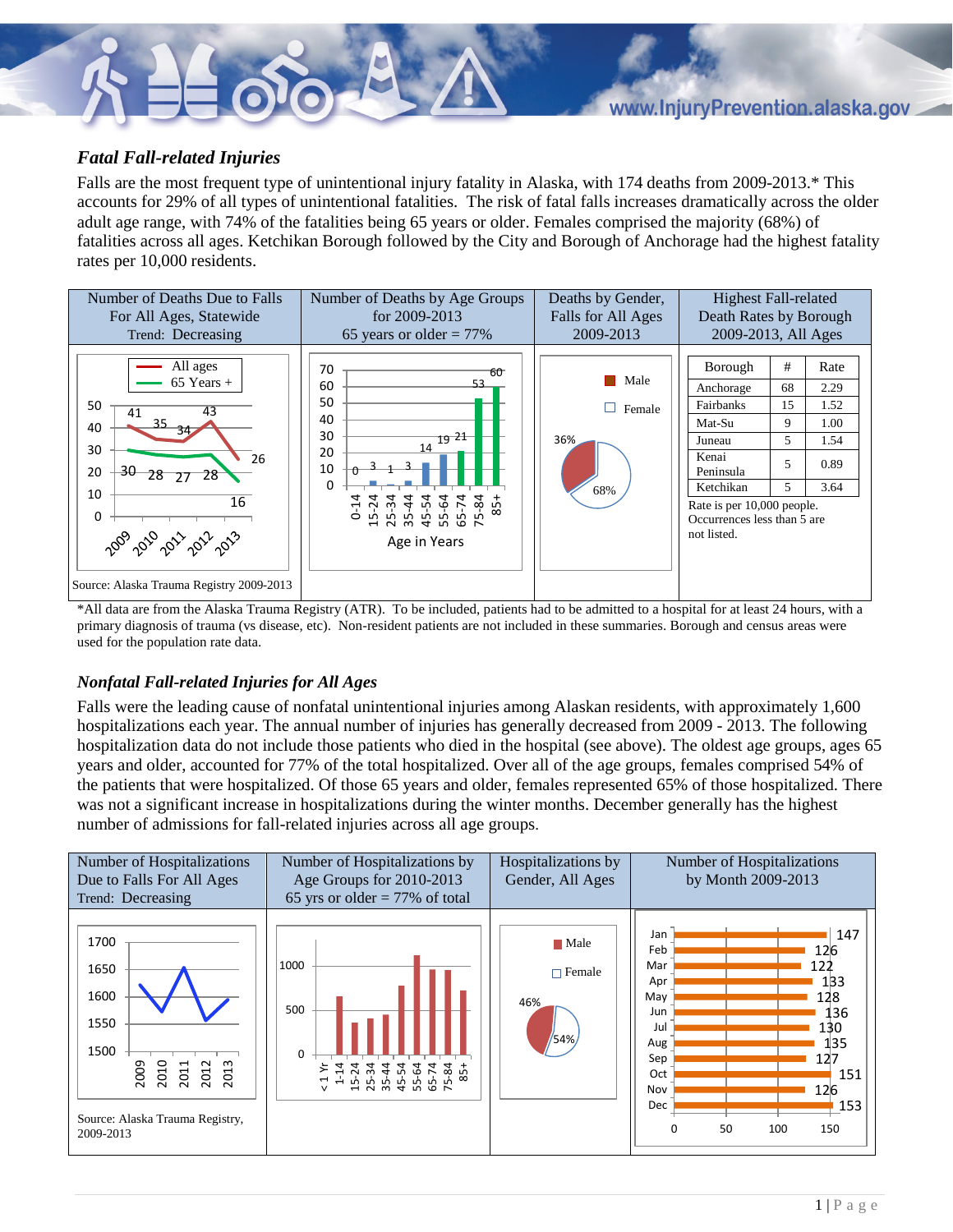### *Fatal Fall-related Injuries*

Falls are the most frequent type of unintentional injury fatality in Alaska, with 174 deaths from 2009-2013.* This accounts for 29% of all types of unintentional fatalities. The risk of fatal falls increases dramatically across the older adult age range, with 74% of the fatalities being 65 years or older. Females comprised the majority (68%) of fatalities across all ages. Ketchikan Borough followed by the City and Borough of Anchorage had the highest fatality rates per 10,000 residents.

| Number of Deaths Due to Falls For All Ages, Statewide Trend: Decreasing | Number of Deaths by Age Groups for 2009-2013 65 years or older = 77% | Deaths by Gender, Falls for All Ages 2009-2013 | Highest Fall-related Death Rates by Borough 2009-2013, All Ages |
|---|---|---|---|

**Number of Deaths Due to Falls For All Ages, Statewide**

| Year | All ages | 65 Years + |
|---|---|---|
| 2009 | 41 | 30 |
| 2010 | 35 | 28 |
| 2011 | 34 | 27 |
| 2012 | 43 | 28 |
| 2013 | 26 | 16 |

**Number of Deaths by Age Groups for 2009-2013**

| Age in Years | Deaths |
|---|---|
| 0-14 | 0 |
| 15-24 | 3 |
| 25-34 | 1 |
| 35-44 | 3 |
| 45-54 | 14 |
| 55-64 | 19 |
| 65-74 | 21 |
| 75-84 | 53 |
| 85+ | 60 |

**Deaths by Gender, Falls for All Ages 2009-2013:** Male 36%, Female 68%

**Highest Fall-related Death Rates by Borough**

| Borough | # | Rate |
|---|---|---|
| Anchorage | 68 | 2.29 |
| Fairbanks | 15 | 1.52 |
| Mat-Su | 9 | 1.00 |
| Juneau | 5 | 1.54 |
| Kenai Peninsula | 5 | 0.89 |
| Ketchikan | 5 | 3.64 |

Rate is per 10,000 people. Occurrences less than 5 are not listed.

Source: Alaska Trauma Registry 2009-2013

*All data are from the Alaska Trauma Registry (ATR). To be included, patients had to be admitted to a hospital for at least 24 hours, with a primary diagnosis of trauma (vs disease, etc). Non-resident patients are not included in these summaries. Borough and census areas were used for the population rate data.

### *Nonfatal Fall-related Injuries for All Ages*

Falls were the leading cause of nonfatal unintentional injuries among Alaskan residents, with approximately 1,600 hospitalizations each year. The annual number of injuries has generally decreased from 2009 - 2013. The following hospitalization data do not include those patients who died in the hospital (see above). The oldest age groups, ages 65 years and older, accounted for 77% of the total hospitalized. Over all of the age groups, females comprised 54% of the patients that were hospitalized. Of those 65 years and older, females represented 65% of those hospitalized. There was not a significant increase in hospitalizations during the winter months. December generally has the highest number of admissions for fall-related injuries across all age groups.

| Number of Hospitalizations Due to Falls For All Ages Trend: Decreasing | Number of Hospitalizations by Age Groups for 2010-2013 65 yrs or older = 77% of total | Hospitalizations by Gender, All Ages | Number of Hospitalizations by Month 2009-2013 |
|---|---|---|---|

**Hospitalizations by Gender, All Ages:** Male 46%, Female 54%

**Number of Hospitalizations by Month 2009-2013**

| Month | Hospitalizations |
|---|---|
| Jan | 147 |
| Feb | 126 |
| Mar | 122 |
| Apr | 133 |
| May | 128 |
| Jun | 136 |
| Jul | 130 |
| Aug | 135 |
| Sep | 127 |
| Oct | 151 |
| Nov | 126 |
| Dec | 153 |

Source: Alaska Trauma Registry, 2009-2013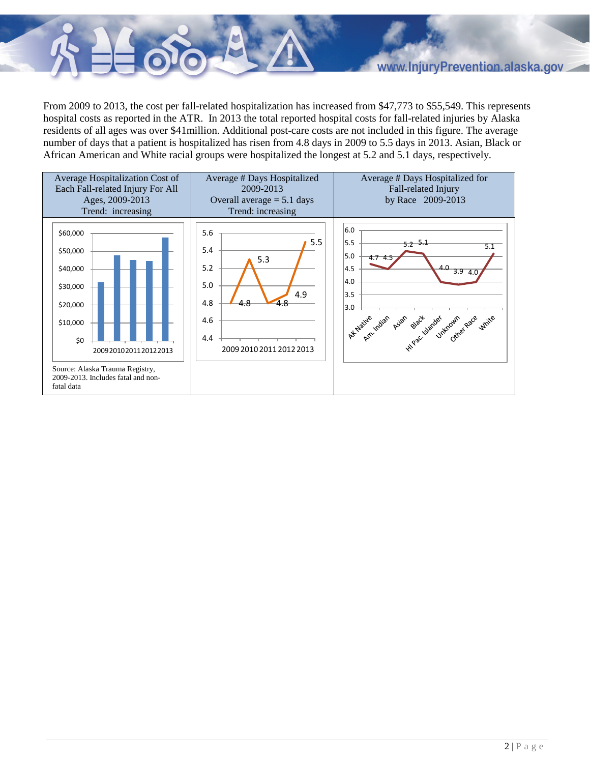From 2009 to 2013, the cost per fall-related hospitalization has increased from $47,773 to $55,549. This represents hospital costs as reported in the ATR. In 2013 the total reported hospital costs for fall-related injuries by Alaska residents of all ages was over $41million. Additional post-care costs are not included in this figure. The average number of days that a patient is hospitalized has risen from 4.8 days in 2009 to 5.5 days in 2013. Asian, Black or African American and White racial groups were hospitalized the longest at 5.2 and 5.1 days, respectively.

Average Hospitalization Cost of Each Fall-related Injury For All Ages, 2009-2013
Trend: increasing

$60,000
$50,000
$40,000
$30,000
$20,000
$10,000
$0
2009 2010 2011 2012 2013

Source: Alaska Trauma Registry, 2009-2013. Includes fatal and non-fatal data

Average # Days Hospitalized 2009-2013
Overall average = 5.1 days
Trend: increasing

5.6
5.4
5.2
5.0
4.8
4.6
4.4
4.8
5.3
4.8
4.9
5.5
2009 2010 2011 2012 2013

Average # Days Hospitalized for Fall-related Injury by Race 2009-2013

6.0
5.5
5.0
4.5
4.0
3.5
3.0
4.7
4.5
5.2
5.1
4.0
3.9
4.0
5.1
AK Native
Am. Indian
Asian
Black
HI Pac. Islander
Unknown
Other Race
White